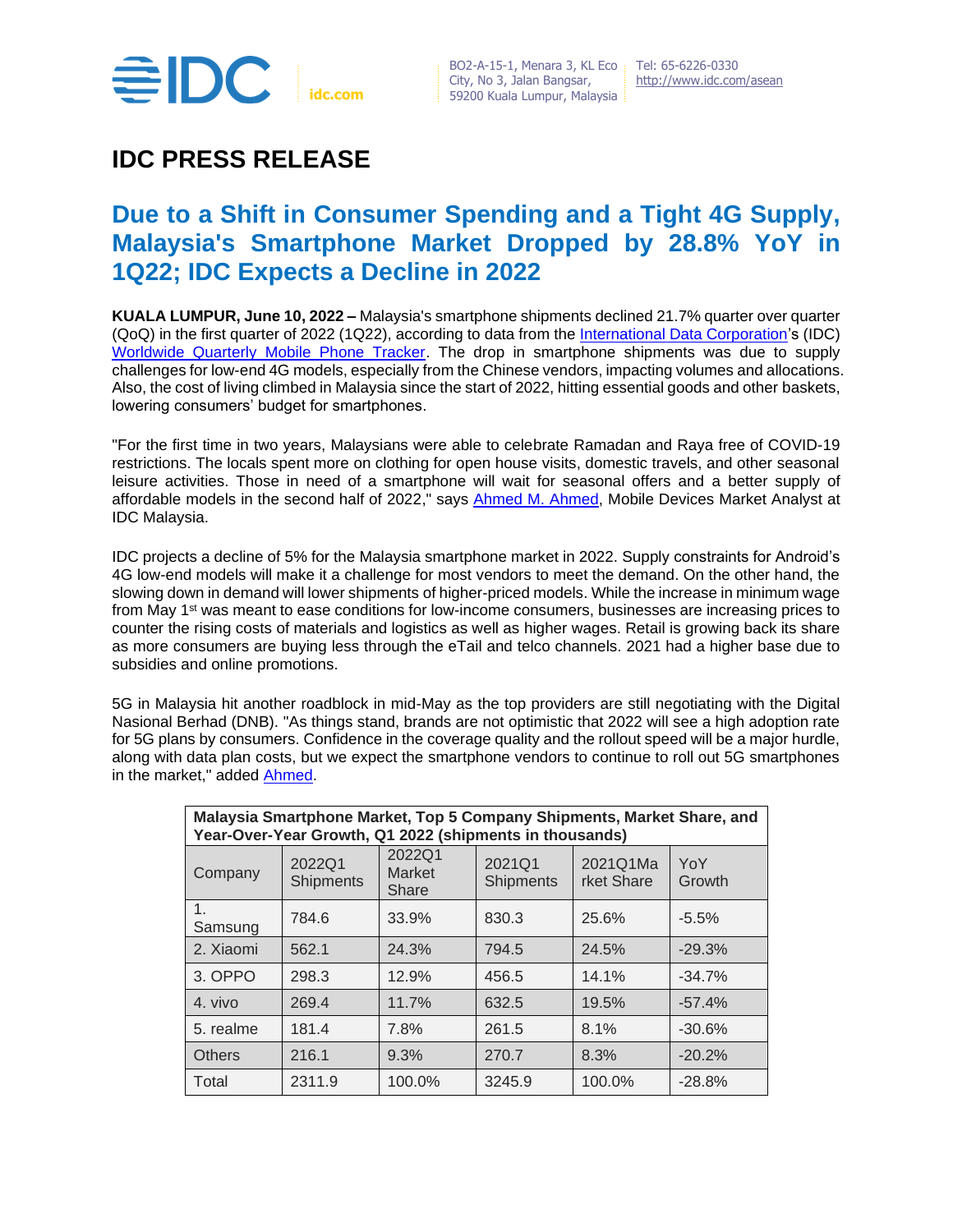IDC | idc.com

BO2-A-15-1, Menara 3, KL Eco City, No 3, Jalan Bangsar, 59200 Kuala Lumpur, Malaysia

Tel: 65-6226-0330
http://www.idc.com/asean

# IDC PRESS RELEASE

## Due to a Shift in Consumer Spending and a Tight 4G Supply, Malaysia's Smartphone Market Dropped by 28.8% YoY in 1Q22; IDC Expects a Decline in 2022

**KUALA LUMPUR, June 10, 2022 –** Malaysia's smartphone shipments declined 21.7% quarter over quarter (QoQ) in the first quarter of 2022 (1Q22), according to data from the International Data Corporation's (IDC) Worldwide Quarterly Mobile Phone Tracker. The drop in smartphone shipments was due to supply challenges for low-end 4G models, especially from the Chinese vendors, impacting volumes and allocations. Also, the cost of living climbed in Malaysia since the start of 2022, hitting essential goods and other baskets, lowering consumers' budget for smartphones.

"For the first time in two years, Malaysians were able to celebrate Ramadan and Raya free of COVID-19 restrictions. The locals spent more on clothing for open house visits, domestic travels, and other seasonal leisure activities. Those in need of a smartphone will wait for seasonal offers and a better supply of affordable models in the second half of 2022," says Ahmed M. Ahmed, Mobile Devices Market Analyst at IDC Malaysia.

IDC projects a decline of 5% for the Malaysia smartphone market in 2022. Supply constraints for Android's 4G low-end models will make it a challenge for most vendors to meet the demand. On the other hand, the slowing down in demand will lower shipments of higher-priced models. While the increase in minimum wage from May 1st was meant to ease conditions for low-income consumers, businesses are increasing prices to counter the rising costs of materials and logistics as well as higher wages. Retail is growing back its share as more consumers are buying less through the eTail and telco channels. 2021 had a higher base due to subsidies and online promotions.

5G in Malaysia hit another roadblock in mid-May as the top providers are still negotiating with the Digital Nasional Berhad (DNB). "As things stand, brands are not optimistic that 2022 will see a high adoption rate for 5G plans by consumers. Confidence in the coverage quality and the rollout speed will be a major hurdle, along with data plan costs, but we expect the smartphone vendors to continue to roll out 5G smartphones in the market," added Ahmed.

**Malaysia Smartphone Market, Top 5 Company Shipments, Market Share, and Year-Over-Year Growth, Q1 2022 (shipments in thousands)**

| Company | 2022Q1 Shipments | 2022Q1 Market Share | 2021Q1 Shipments | 2021Q1Market Share | YoY Growth |
|---|---|---|---|---|---|
| 1. Samsung | 784.6 | 33.9% | 830.3 | 25.6% | -5.5% |
| 2. Xiaomi | 562.1 | 24.3% | 794.5 | 24.5% | -29.3% |
| 3. OPPO | 298.3 | 12.9% | 456.5 | 14.1% | -34.7% |
| 4. vivo | 269.4 | 11.7% | 632.5 | 19.5% | -57.4% |
| 5. realme | 181.4 | 7.8% | 261.5 | 8.1% | -30.6% |
| Others | 216.1 | 9.3% | 270.7 | 8.3% | -20.2% |
| Total | 2311.9 | 100.0% | 3245.9 | 100.0% | -28.8% |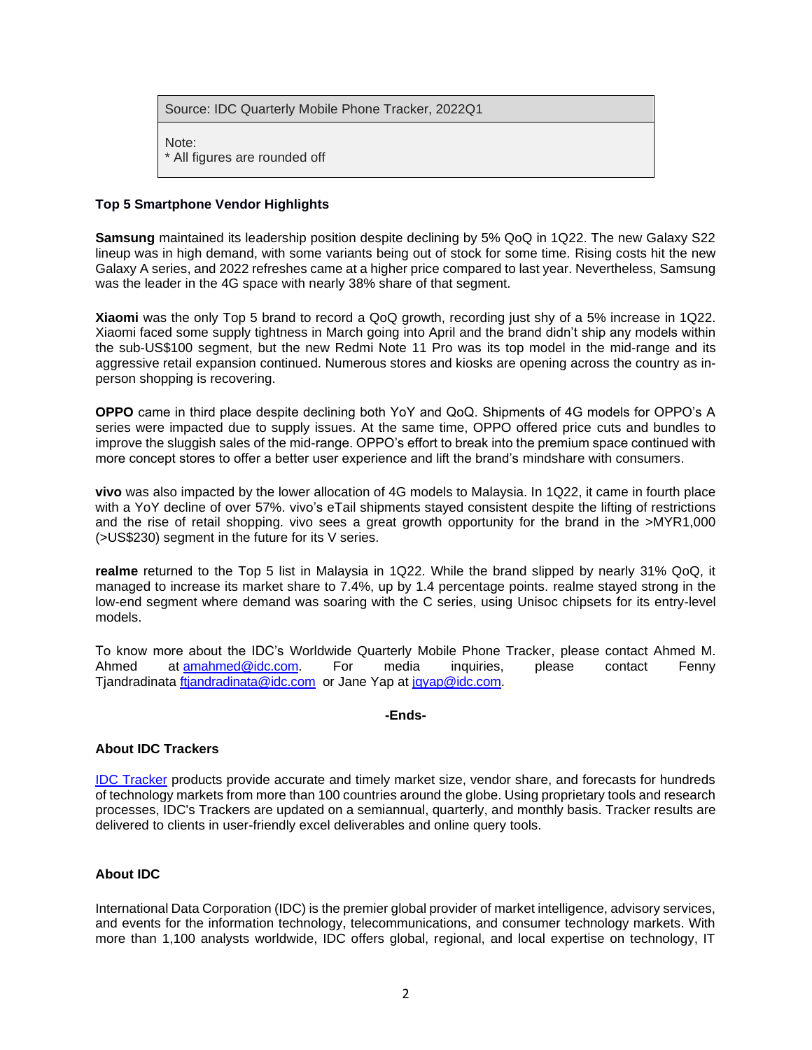| Source: IDC Quarterly Mobile Phone Tracker, 2022Q1 |
| --- |
| Note:<br>* All figures are rounded off |

**Top 5 Smartphone Vendor Highlights**

**Samsung** maintained its leadership position despite declining by 5% QoQ in 1Q22. The new Galaxy S22 lineup was in high demand, with some variants being out of stock for some time. Rising costs hit the new Galaxy A series, and 2022 refreshes came at a higher price compared to last year. Nevertheless, Samsung was the leader in the 4G space with nearly 38% share of that segment.

**Xiaomi** was the only Top 5 brand to record a QoQ growth, recording just shy of a 5% increase in 1Q22. Xiaomi faced some supply tightness in March going into April and the brand didn't ship any models within the sub-US$100 segment, but the new Redmi Note 11 Pro was its top model in the mid-range and its aggressive retail expansion continued. Numerous stores and kiosks are opening across the country as in-person shopping is recovering.

**OPPO** came in third place despite declining both YoY and QoQ. Shipments of 4G models for OPPO's A series were impacted due to supply issues. At the same time, OPPO offered price cuts and bundles to improve the sluggish sales of the mid-range. OPPO's effort to break into the premium space continued with more concept stores to offer a better user experience and lift the brand's mindshare with consumers.

**vivo** was also impacted by the lower allocation of 4G models to Malaysia. In 1Q22, it came in fourth place with a YoY decline of over 57%. vivo's eTail shipments stayed consistent despite the lifting of restrictions and the rise of retail shopping. vivo sees a great growth opportunity for the brand in the >MYR1,000 (>US$230) segment in the future for its V series.

**realme** returned to the Top 5 list in Malaysia in 1Q22. While the brand slipped by nearly 31% QoQ, it managed to increase its market share to 7.4%, up by 1.4 percentage points. realme stayed strong in the low-end segment where demand was soaring with the C series, using Unisoc chipsets for its entry-level models.

To know more about the IDC's Worldwide Quarterly Mobile Phone Tracker, please contact Ahmed M. Ahmed at amahmed@idc.com. For media inquiries, please contact Fenny Tjandradinata ftjandradinata@idc.com or Jane Yap at jqyap@idc.com.

**-Ends-**

**About IDC Trackers**

IDC Tracker products provide accurate and timely market size, vendor share, and forecasts for hundreds of technology markets from more than 100 countries around the globe. Using proprietary tools and research processes, IDC's Trackers are updated on a semiannual, quarterly, and monthly basis. Tracker results are delivered to clients in user-friendly excel deliverables and online query tools.

**About IDC**

International Data Corporation (IDC) is the premier global provider of market intelligence, advisory services, and events for the information technology, telecommunications, and consumer technology markets. With more than 1,100 analysts worldwide, IDC offers global, regional, and local expertise on technology, IT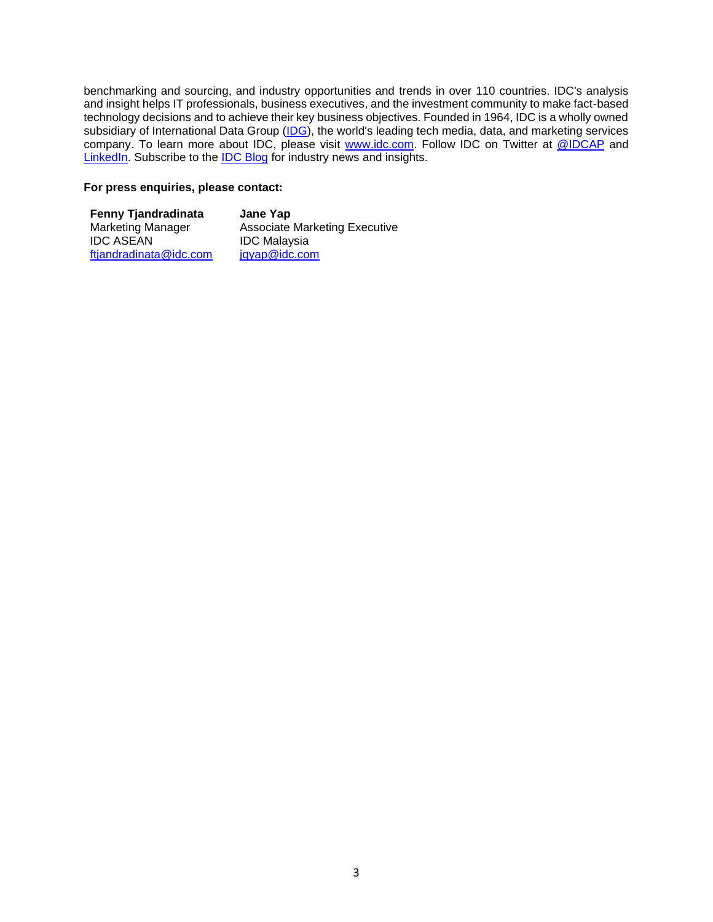benchmarking and sourcing, and industry opportunities and trends in over 110 countries. IDC's analysis and insight helps IT professionals, business executives, and the investment community to make fact-based technology decisions and to achieve their key business objectives. Founded in 1964, IDC is a wholly owned subsidiary of International Data Group (IDG), the world's leading tech media, data, and marketing services company. To learn more about IDC, please visit www.idc.com. Follow IDC on Twitter at @IDCAP and LinkedIn. Subscribe to the IDC Blog for industry news and insights.

**For press enquiries, please contact:**

| | |
|---|---|
| **Fenny Tjandradinata** | **Jane Yap** |
| Marketing Manager | Associate Marketing Executive |
| IDC ASEAN | IDC Malaysia |
| ftjandradinata@idc.com | jqyap@idc.com |